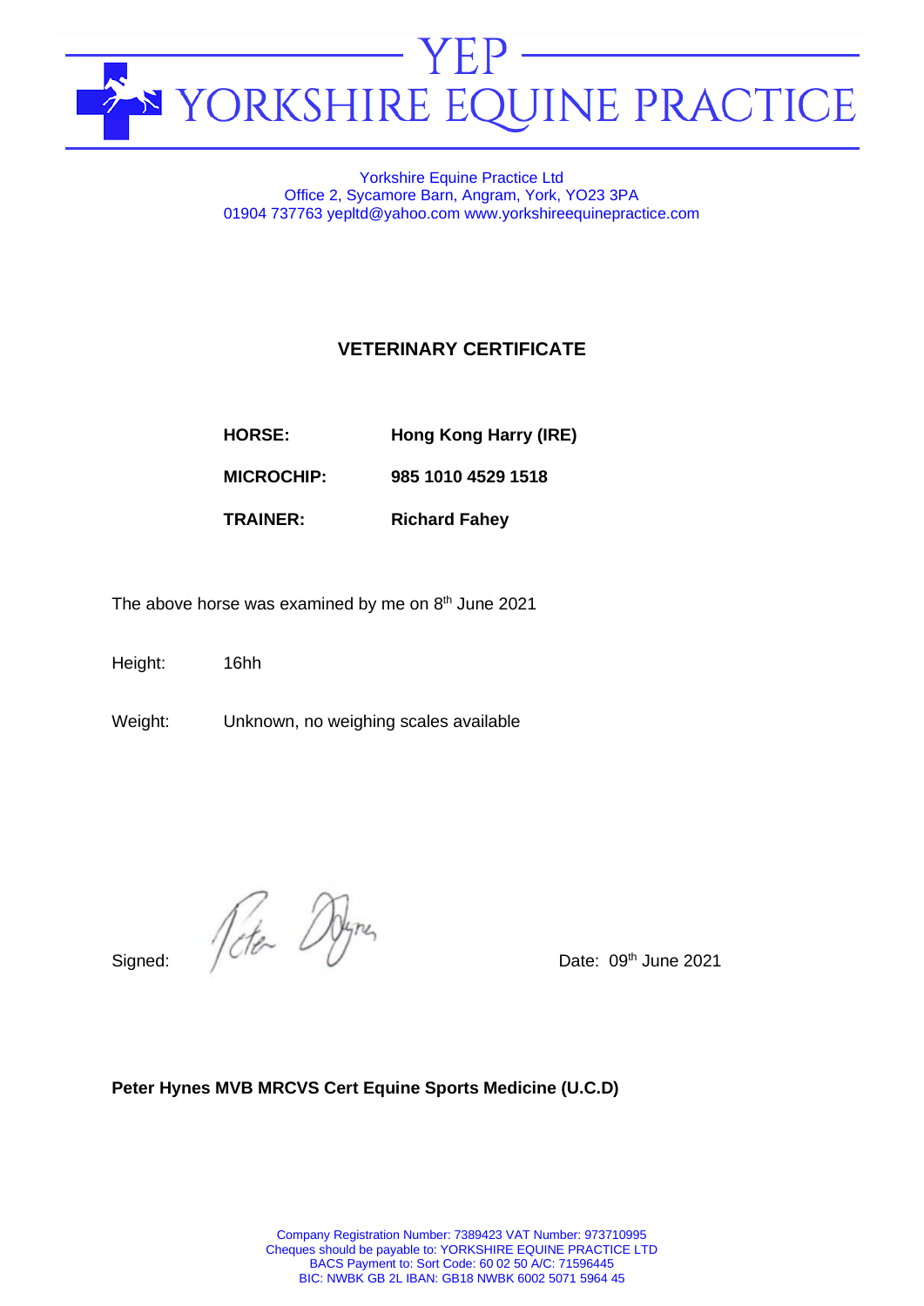# YEP YORKSHIRE EQUINE PRACTICE

Yorkshire Equine Practice Ltd
Office 2, Sycamore Barn, Angram, York, YO23 3PA
01904 737763 yepltd@yahoo.com www.yorkshireequinepractice.com

## VETERINARY CERTIFICATE

| | |
|---|---|
| **HORSE:** | **Hong Kong Harry (IRE)** |
| **MICROCHIP:** | **985 1010 4529 1518** |
| **TRAINER:** | **Richard Fahey** |

The above horse was examined by me on 8th June 2021

Height: 16hh

Weight: Unknown, no weighing scales available

Signed: Peter Hynes

Date: 09th June 2021

**Peter Hynes MVB MRCVS Cert Equine Sports Medicine (U.C.D)**

Company Registration Number: 7389423 VAT Number: 973710995
Cheques should be payable to: YORKSHIRE EQUINE PRACTICE LTD
BACS Payment to: Sort Code: 60 02 50 A/C: 71596445
BIC: NWBK GB 2L IBAN: GB18 NWBK 6002 5071 5964 45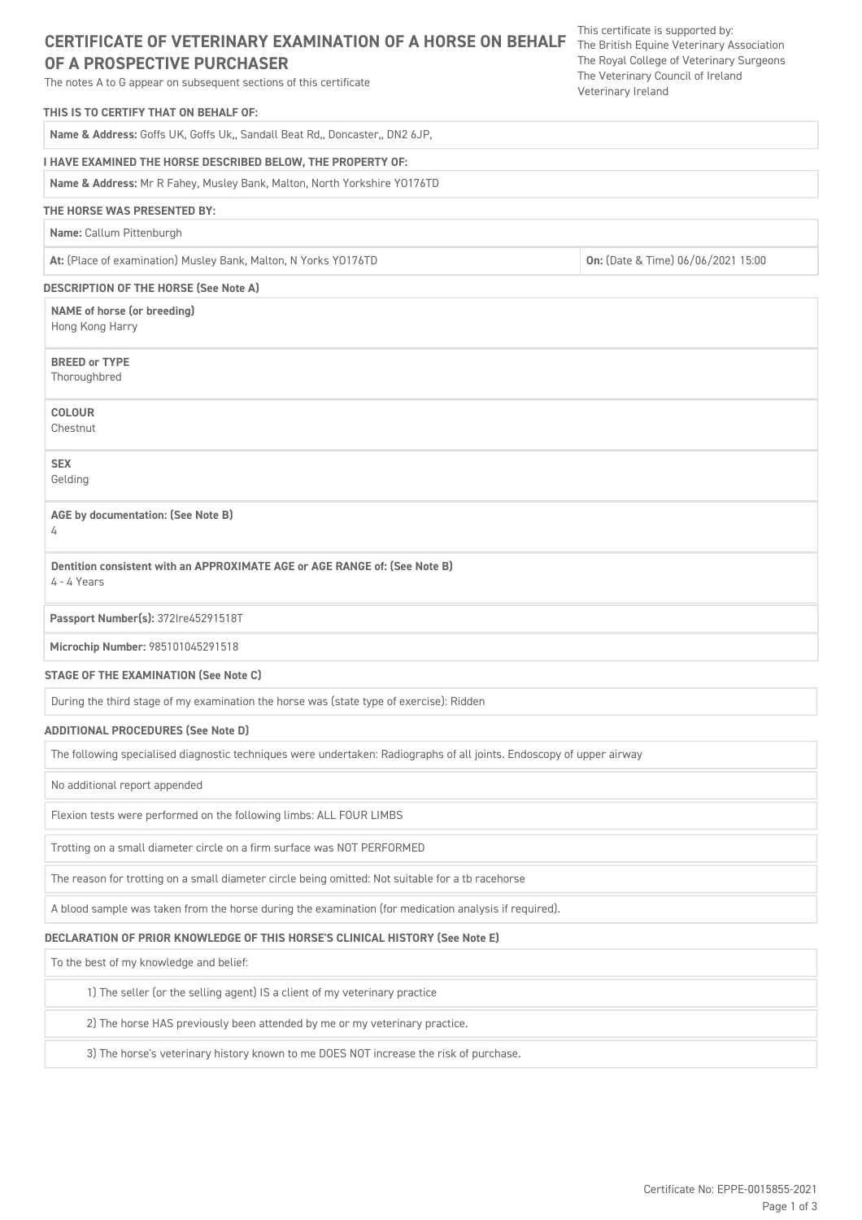# CERTIFICATE OF VETERINARY EXAMINATION OF A HORSE ON BEHALF OF A PROSPECTIVE PURCHASER

The notes A to G appear on subsequent sections of this certificate

This certificate is supported by:
The British Equine Veterinary Association
The Royal College of Veterinary Surgeons
The Veterinary Council of Ireland
Veterinary Ireland

**THIS IS TO CERTIFY THAT ON BEHALF OF:**

**Name & Address:** Goffs UK, Goffs Uk,, Sandall Beat Rd,, Doncaster,, DN2 6JP,

**I HAVE EXAMINED THE HORSE DESCRIBED BELOW, THE PROPERTY OF:**

**Name & Address:** Mr R Fahey, Musley Bank, Malton, North Yorkshire YO176TD

**THE HORSE WAS PRESENTED BY:**

**Name:** Callum Pittenburgh

**At:** (Place of examination) Musley Bank, Malton, N Yorks YO176TD

**On:** (Date & Time) 06/06/2021 15:00

**DESCRIPTION OF THE HORSE (See Note A)**

**NAME of horse (or breeding)**
Hong Kong Harry

**BREED or TYPE**
Thoroughbred

**COLOUR**
Chestnut

**SEX**
Gelding

**AGE by documentation: (See Note B)**
4

**Dentition consistent with an APPROXIMATE AGE or AGE RANGE of: (See Note B)**
4 - 4 Years

**Passport Number(s):** 372Ire45291518T

**Microchip Number:** 985101045291518

**STAGE OF THE EXAMINATION (See Note C)**

During the third stage of my examination the horse was (state type of exercise): Ridden

**ADDITIONAL PROCEDURES (See Note D)**

The following specialised diagnostic techniques were undertaken: Radiographs of all joints. Endoscopy of upper airway

No additional report appended

Flexion tests were performed on the following limbs: ALL FOUR LIMBS

Trotting on a small diameter circle on a firm surface was NOT PERFORMED

The reason for trotting on a small diameter circle being omitted: Not suitable for a tb racehorse

A blood sample was taken from the horse during the examination (for medication analysis if required).

**DECLARATION OF PRIOR KNOWLEDGE OF THIS HORSE'S CLINICAL HISTORY (See Note E)**

To the best of my knowledge and belief:

1) The seller (or the selling agent) IS a client of my veterinary practice

2) The horse HAS previously been attended by me or my veterinary practice.

3) The horse's veterinary history known to me DOES NOT increase the risk of purchase.

Certificate No: EPPE-0015855-2021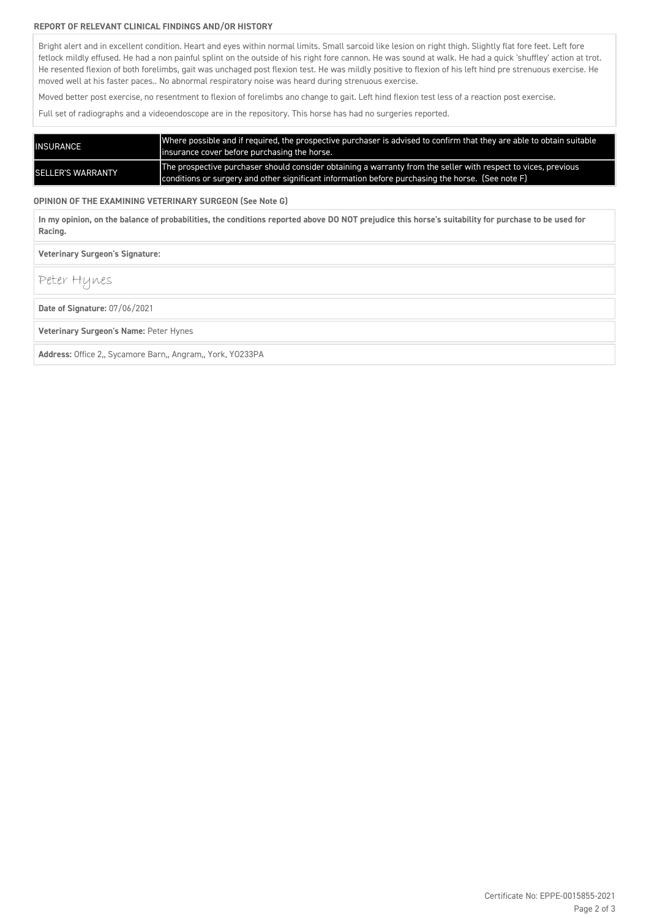### REPORT OF RELEVANT CLINICAL FINDINGS AND/OR HISTORY

Bright alert and in excellent condition. Heart and eyes within normal limits. Small sarcoid like lesion on right thigh. Slightly flat fore feet. Left fore fetlock mildly effused. He had a non painful splint on the outside of his right fore cannon. He was sound at walk. He had a quick 'shuffley' action at trot. He resented flexion of both forelimbs, gait was unchaged post flexion test. He was mildly positive to flexion of his left hind pre strenuous exercise. He moved well at his faster paces.. No abnormal respiratory noise was heard during strenuous exercise.

Moved better post exercise, no resentment to flexion of forelimbs ano change to gait. Left hind flexion test less of a reaction post exercise.

Full set of radiographs and a videoendoscope are in the repository. This horse has had no surgeries reported.

| | |
|---|---|
| INSURANCE | Where possible and if required, the prospective purchaser is advised to confirm that they are able to obtain suitable insurance cover before purchasing the horse. |
| SELLER'S WARRANTY | The prospective purchaser should consider obtaining a warranty from the seller with respect to vices, previous conditions or surgery and other significant information before purchasing the horse. (See note F) |

### OPINION OF THE EXAMINING VETERINARY SURGEON (See Note G)

**In my opinion, on the balance of probabilities, the conditions reported above DO NOT prejudice this horse's suitability for purchase to be used for Racing.**

**Veterinary Surgeon's Signature:**

Peter Hynes

**Date of Signature:** 07/06/2021

**Veterinary Surgeon's Name:** Peter Hynes

**Address:** Office 2,, Sycamore Barn,, Angram,, York, YO233PA

Certificate No: EPPE-0015855-2021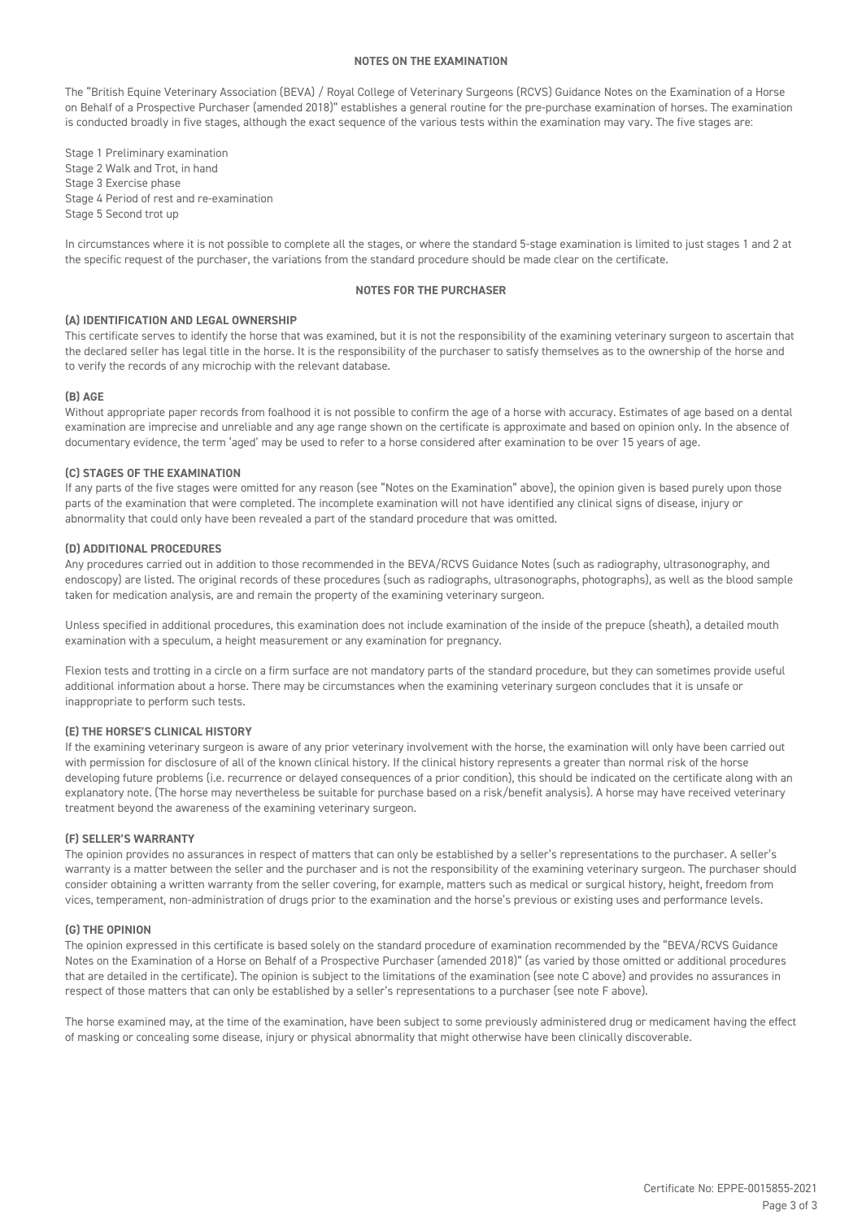## NOTES ON THE EXAMINATION

The "British Equine Veterinary Association (BEVA) / Royal College of Veterinary Surgeons (RCVS) Guidance Notes on the Examination of a Horse on Behalf of a Prospective Purchaser (amended 2018)" establishes a general routine for the pre-purchase examination of horses. The examination is conducted broadly in five stages, although the exact sequence of the various tests within the examination may vary. The five stages are:

Stage 1 Preliminary examination
Stage 2 Walk and Trot, in hand
Stage 3 Exercise phase
Stage 4 Period of rest and re-examination
Stage 5 Second trot up

In circumstances where it is not possible to complete all the stages, or where the standard 5-stage examination is limited to just stages 1 and 2 at the specific request of the purchaser, the variations from the standard procedure should be made clear on the certificate.

## NOTES FOR THE PURCHASER

### (A) IDENTIFICATION AND LEGAL OWNERSHIP

This certificate serves to identify the horse that was examined, but it is not the responsibility of the examining veterinary surgeon to ascertain that the declared seller has legal title in the horse. It is the responsibility of the purchaser to satisfy themselves as to the ownership of the horse and to verify the records of any microchip with the relevant database.

### (B) AGE

Without appropriate paper records from foalhood it is not possible to confirm the age of a horse with accuracy. Estimates of age based on a dental examination are imprecise and unreliable and any age range shown on the certificate is approximate and based on opinion only. In the absence of documentary evidence, the term 'aged' may be used to refer to a horse considered after examination to be over 15 years of age.

### (C) STAGES OF THE EXAMINATION

If any parts of the five stages were omitted for any reason (see "Notes on the Examination" above), the opinion given is based purely upon those parts of the examination that were completed. The incomplete examination will not have identified any clinical signs of disease, injury or abnormality that could only have been revealed a part of the standard procedure that was omitted.

### (D) ADDITIONAL PROCEDURES

Any procedures carried out in addition to those recommended in the BEVA/RCVS Guidance Notes (such as radiography, ultrasonography, and endoscopy) are listed. The original records of these procedures (such as radiographs, ultrasonographs, photographs), as well as the blood sample taken for medication analysis, are and remain the property of the examining veterinary surgeon.

Unless specified in additional procedures, this examination does not include examination of the inside of the prepuce (sheath), a detailed mouth examination with a speculum, a height measurement or any examination for pregnancy.

Flexion tests and trotting in a circle on a firm surface are not mandatory parts of the standard procedure, but they can sometimes provide useful additional information about a horse. There may be circumstances when the examining veterinary surgeon concludes that it is unsafe or inappropriate to perform such tests.

### (E) THE HORSE'S CLINICAL HISTORY

If the examining veterinary surgeon is aware of any prior veterinary involvement with the horse, the examination will only have been carried out with permission for disclosure of all of the known clinical history. If the clinical history represents a greater than normal risk of the horse developing future problems (i.e. recurrence or delayed consequences of a prior condition), this should be indicated on the certificate along with an explanatory note. (The horse may nevertheless be suitable for purchase based on a risk/benefit analysis). A horse may have received veterinary treatment beyond the awareness of the examining veterinary surgeon.

### (F) SELLER'S WARRANTY

The opinion provides no assurances in respect of matters that can only be established by a seller's representations to the purchaser. A seller's warranty is a matter between the seller and the purchaser and is not the responsibility of the examining veterinary surgeon. The purchaser should consider obtaining a written warranty from the seller covering, for example, matters such as medical or surgical history, height, freedom from vices, temperament, non-administration of drugs prior to the examination and the horse's previous or existing uses and performance levels.

### (G) THE OPINION

The opinion expressed in this certificate is based solely on the standard procedure of examination recommended by the "BEVA/RCVS Guidance Notes on the Examination of a Horse on Behalf of a Prospective Purchaser (amended 2018)" (as varied by those omitted or additional procedures that are detailed in the certificate). The opinion is subject to the limitations of the examination (see note C above) and provides no assurances in respect of those matters that can only be established by a seller's representations to a purchaser (see note F above).

The horse examined may, at the time of the examination, have been subject to some previously administered drug or medicament having the effect of masking or concealing some disease, injury or physical abnormality that might otherwise have been clinically discoverable.

Certificate No: EPPE-0015855-2021